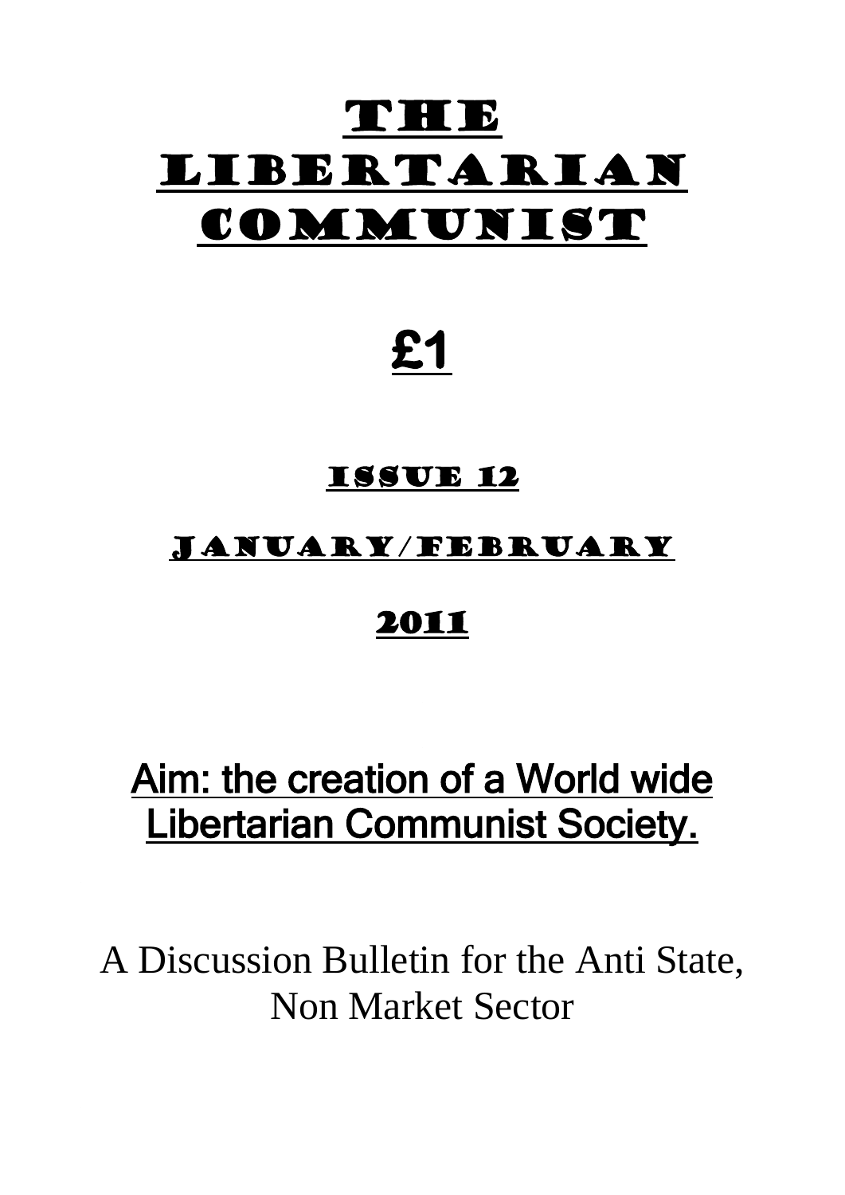# The Libertarian Communist

**£1**

**Issue 12**

**January/February**

**2011**

## Aim: the creation of a World wide Libertarian Communist Society.

A Discussion Bulletin for the Anti State, Non Market Sector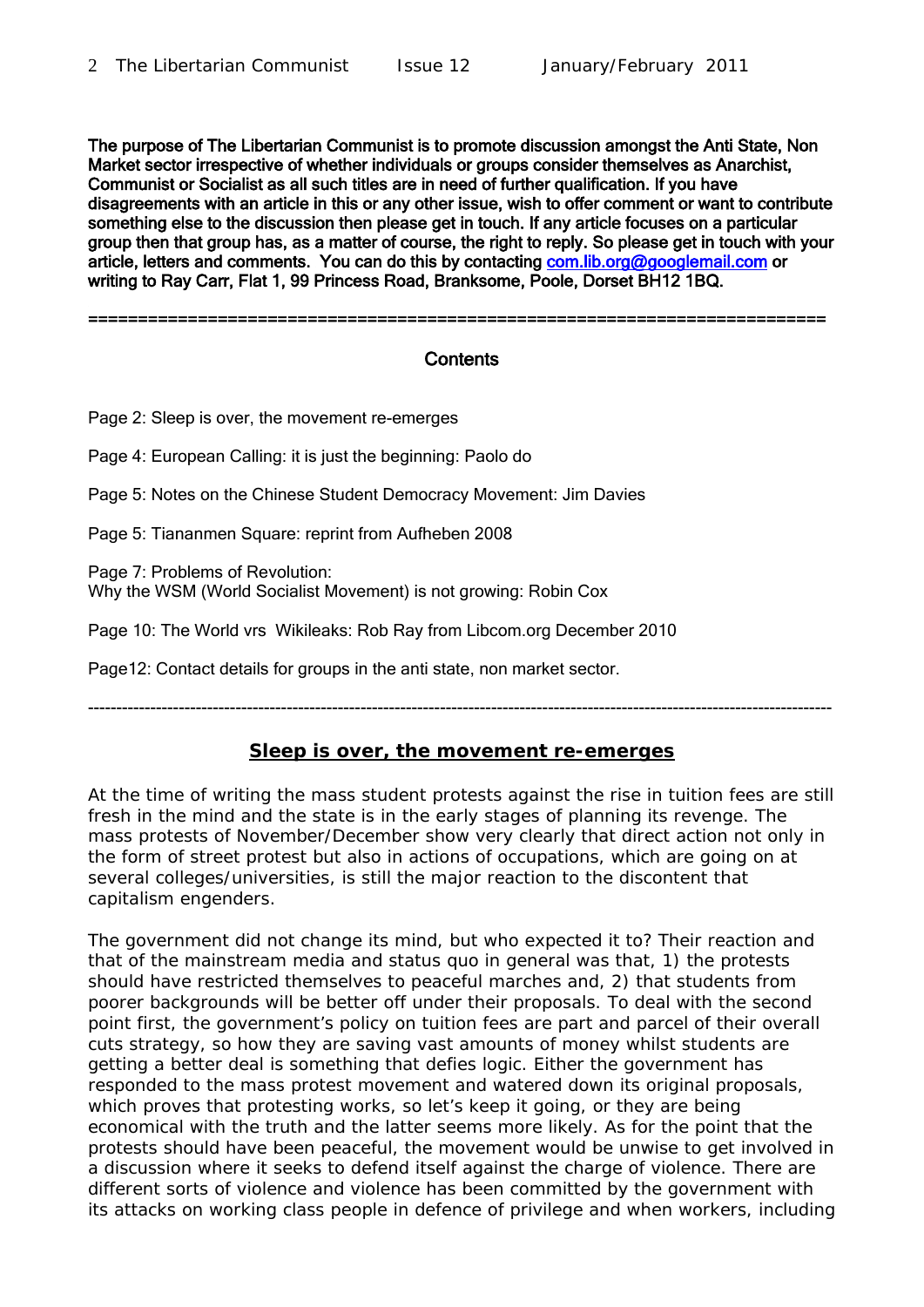**The purpose of The Libertarian Communist is to promote discussion amongst the Anti State, Non Market sector irrespective of whether individuals or groups consider themselves as Anarchist, Communist or Socialist as all such titles are in need of further qualification. If you have disagreements with an article in this or any other issue, wish to offer comment or want to contribute something else to the discussion then please get in touch. If any article focuses on a particular group then that group has, as a matter of course, the right to reply. So please get in touch with your article, letters and comments. You can do this by contacting com.lib.org@googlemail.com or writing to Ray Carr, Flat 1, 99 Princess Road, Branksome, Poole, Dorset BH12 1BQ.**

---

## Contents

Page 2: Sleep is over, the movement re-emerges

Page 4: European Calling: it is just the beginning: Paolo do

Page 5: Notes on the Chinese Student Democracy Movement: Jim Davies

Page 5: Tiananmen Square: reprint from Aufheben 2008

Page 7: Problems of Revolution:
Why the WSM (World Socialist Movement) is not growing: Robin Cox

Page 10: The World vrs Wikileaks: Rob Ray from Libcom.org December 2010

Page12: Contact details for groups in the anti state, non market sector.

---

## Sleep is over, the movement re-emerges

At the time of writing the mass student protests against the rise in tuition fees are still fresh in the mind and the state is in the early stages of planning its revenge. The mass protests of November/December show very clearly that direct action not only in the form of street protest but also in actions of occupations, which are going on at several colleges/universities, is still the major reaction to the discontent that capitalism engenders.

The government did not change its mind, but who expected it to? Their reaction and that of the mainstream media and status quo in general was that, 1) the protests should have restricted themselves to peaceful marches and, 2) that students from poorer backgrounds will be better off under their proposals. To deal with the second point first, the government's policy on tuition fees are part and parcel of their overall cuts strategy, so how they are saving vast amounts of money whilst students are getting a better deal is something that defies logic. Either the government has responded to the mass protest movement and watered down its original proposals, which proves that protesting works, so let's keep it going, or they are being economical with the truth and the latter seems more likely. As for the point that the protests should have been peaceful, the movement would be unwise to get involved in a discussion where it seeks to defend itself against the charge of violence. There are different sorts of violence and violence has been committed by the government with its attacks on working class people in defence of privilege and when workers, including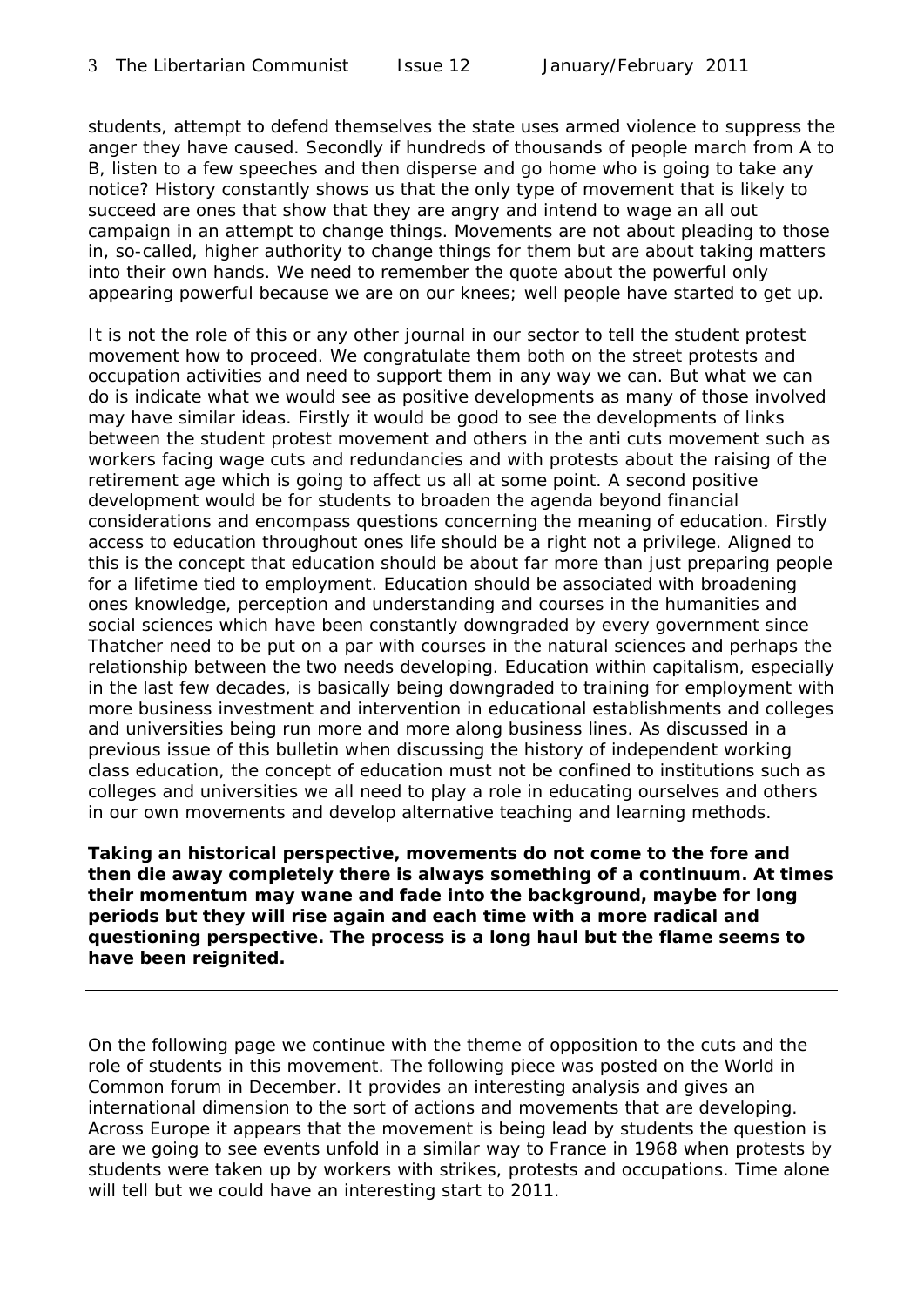students, attempt to defend themselves the state uses armed violence to suppress the anger they have caused. Secondly if hundreds of thousands of people march from A to B, listen to a few speeches and then disperse and go home who is going to take any notice? History constantly shows us that the only type of movement that is likely to succeed are ones that show that they are angry and intend to wage an all out campaign in an attempt to change things. Movements are not about pleading to those in, so-called, higher authority to change things for them but are about taking matters into their own hands. We need to remember the quote about the powerful only appearing powerful because we are on our knees; well people have started to get up.

It is not the role of this or any other journal in our sector to tell the student protest movement how to proceed. We congratulate them both on the street protests and occupation activities and need to support them in any way we can. But what we can do is indicate what we would see as positive developments as many of those involved may have similar ideas. Firstly it would be good to see the developments of links between the student protest movement and others in the anti cuts movement such as workers facing wage cuts and redundancies and with protests about the raising of the retirement age which is going to affect us all at some point. A second positive development would be for students to broaden the agenda beyond financial considerations and encompass questions concerning the meaning of education. Firstly access to education throughout ones life should be a right not a privilege. Aligned to this is the concept that education should be about far more than just preparing people for a lifetime tied to employment. Education should be associated with broadening ones knowledge, perception and understanding and courses in the humanities and social sciences which have been constantly downgraded by every government since Thatcher need to be put on a par with courses in the natural sciences and perhaps the relationship between the two needs developing. Education within capitalism, especially in the last few decades, is basically being downgraded to training for employment with more business investment and intervention in educational establishments and colleges and universities being run more and more along business lines. As discussed in a previous issue of this bulletin when discussing the history of independent working class education, the concept of education must not be confined to institutions such as colleges and universities we all need to play a role in educating ourselves and others in our own movements and develop alternative teaching and learning methods.

**Taking an historical perspective, movements do not come to the fore and then die away completely there is always something of a continuum. At times their momentum may wane and fade into the background, maybe for long periods but they will rise again and each time with a more radical and questioning perspective. The process is a long haul but the flame seems to have been reignited.**

---

On the following page we continue with the theme of opposition to the cuts and the role of students in this movement. The following piece was posted on the World in Common forum in December. It provides an interesting analysis and gives an international dimension to the sort of actions and movements that are developing. Across Europe it appears that the movement is being lead by students the question is are we going to see events unfold in a similar way to France in 1968 when protests by students were taken up by workers with strikes, protests and occupations. Time alone will tell but we could have an interesting start to 2011.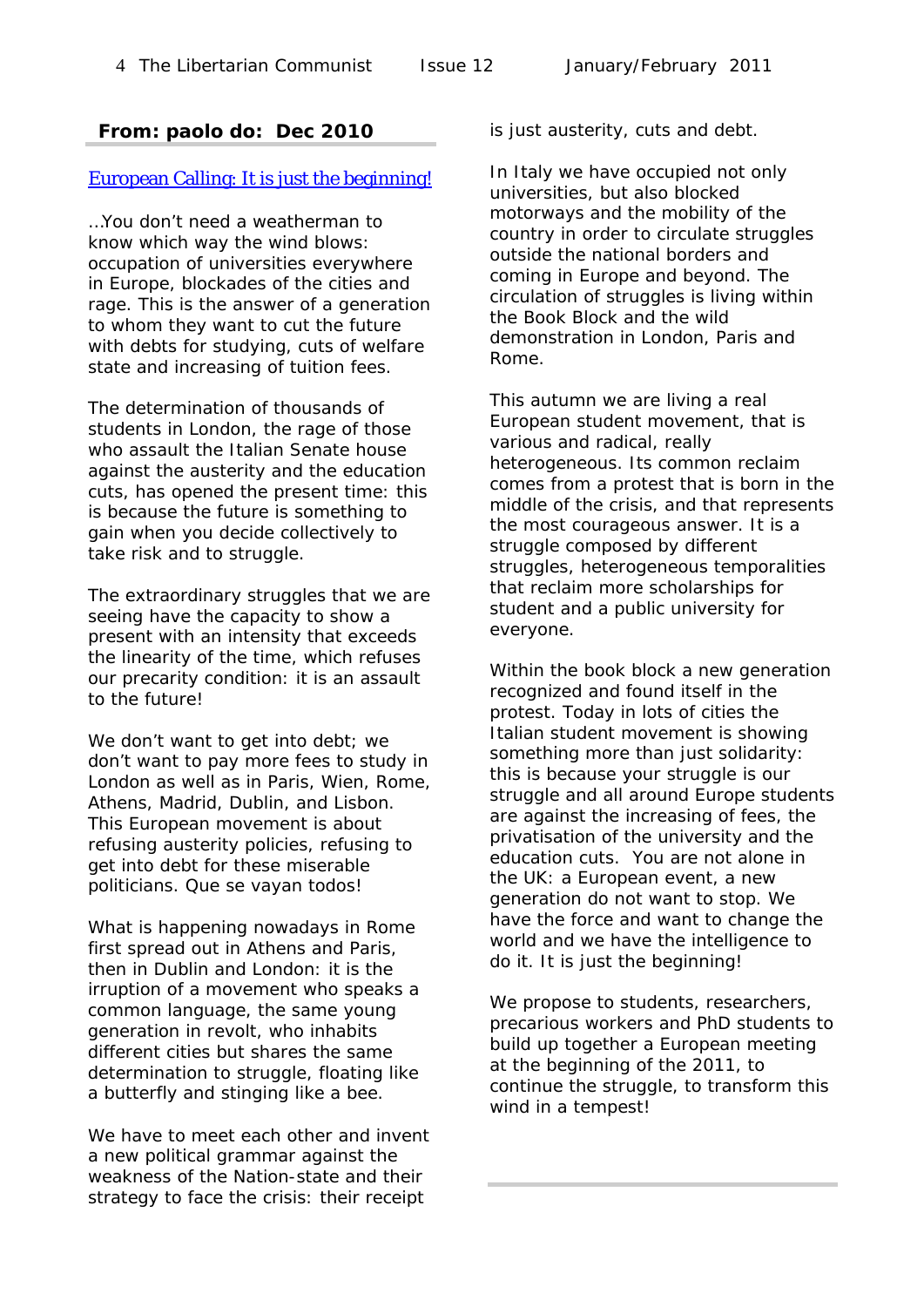**From: paolo do: Dec 2010**

European Calling: It is just the beginning!

…You don't need a weatherman to know which way the wind blows: occupation of universities everywhere in Europe, blockades of the cities and rage. This is the answer of a generation to whom they want to cut the future with debts for studying, cuts of welfare state and increasing of tuition fees.

The determination of thousands of students in London, the rage of those who assault the Italian Senate house against the austerity and the education cuts, has opened the present time: this is because the future is something to gain when you decide collectively to take risk and to struggle.

The extraordinary struggles that we are seeing have the capacity to show a present with an intensity that exceeds the linearity of the time, which refuses our precarity condition: it is an assault to the future!

We don't want to get into debt; we don't want to pay more fees to study in London as well as in Paris, Wien, Rome, Athens, Madrid, Dublin, and Lisbon. This European movement is about refusing austerity policies, refusing to get into debt for these miserable politicians. Que se vayan todos!

What is happening nowadays in Rome first spread out in Athens and Paris, then in Dublin and London: it is the irruption of a movement who speaks a common language, the same young generation in revolt, who inhabits different cities but shares the same determination to struggle, floating like a butterfly and stinging like a bee.

We have to meet each other and invent a new political grammar against the weakness of the Nation-state and their strategy to face the crisis: their receipt is just austerity, cuts and debt.

In Italy we have occupied not only universities, but also blocked motorways and the mobility of the country in order to circulate struggles outside the national borders and coming in Europe and beyond. The circulation of struggles is living within the Book Block and the wild demonstration in London, Paris and Rome.

This autumn we are living a real European student movement, that is various and radical, really heterogeneous. Its common reclaim comes from a protest that is born in the middle of the crisis, and that represents the most courageous answer. It is a struggle composed by different struggles, heterogeneous temporalities that reclaim more scholarships for student and a public university for everyone.

Within the book block a new generation recognized and found itself in the protest. Today in lots of cities the Italian student movement is showing something more than just solidarity: this is because your struggle is our struggle and all around Europe students are against the increasing of fees, the privatisation of the university and the education cuts. You are not alone in the UK: a European event, a new generation do not want to stop. We have the force and want to change the world and we have the intelligence to do it. It is just the beginning!

We propose to students, researchers, precarious workers and PhD students to build up together a European meeting at the beginning of the 2011, to continue the struggle, to transform this wind in a tempest!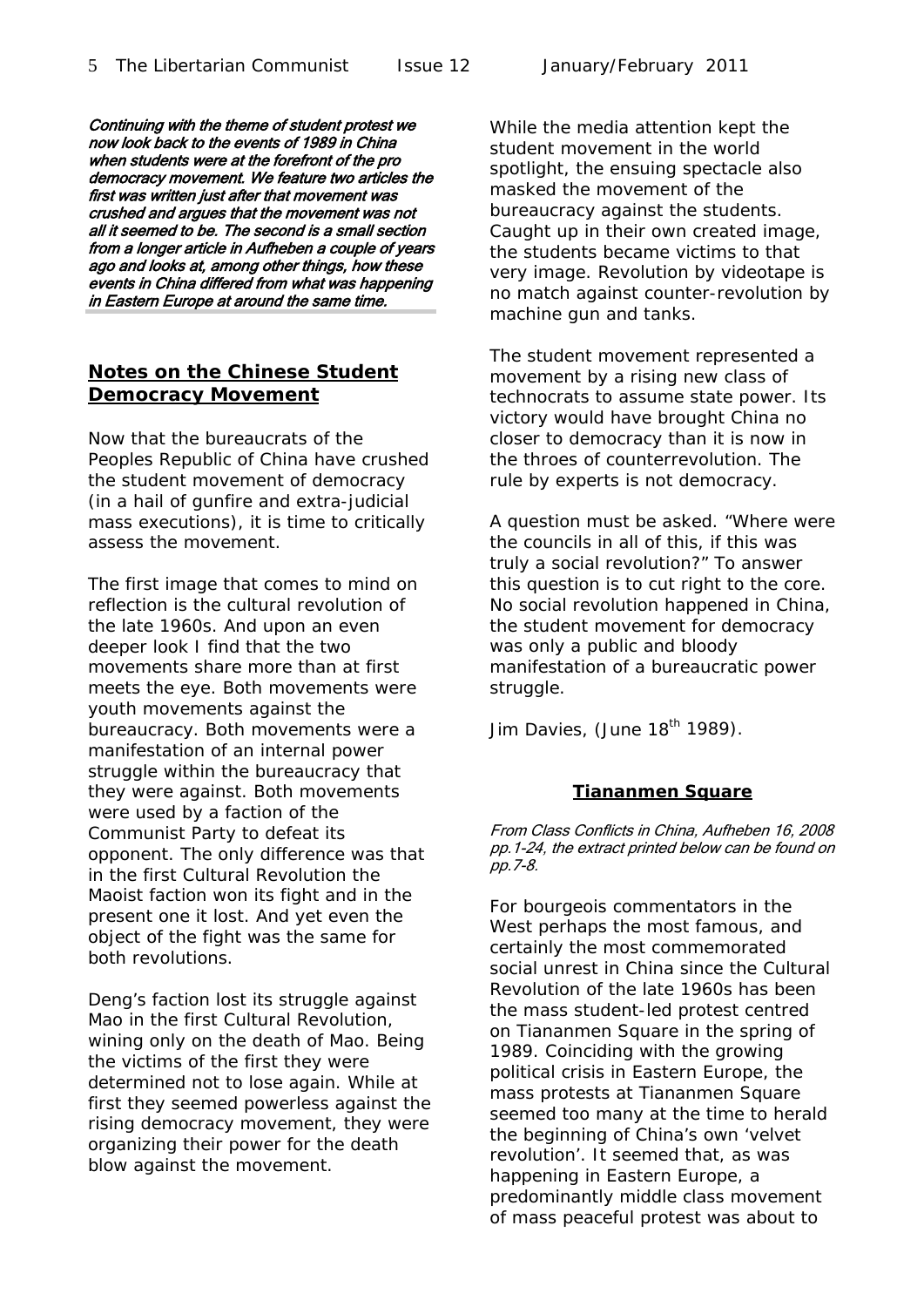*Continuing with the theme of student protest we now look back to the events of 1989 in China when students were at the forefront of the pro democracy movement. We feature two articles the first was written just after that movement was crushed and argues that the movement was not all it seemed to be. The second is a small section from a longer article in Aufheben a couple of years ago and looks at, among other things, how these events in China differed from what was happening in Eastern Europe at around the same time.*

## Notes on the Chinese Student Democracy Movement

Now that the bureaucrats of the Peoples Republic of China have crushed the student movement of democracy (in a hail of gunfire and extra-judicial mass executions), it is time to critically assess the movement.

The first image that comes to mind on reflection is the cultural revolution of the late 1960s. And upon an even deeper look I find that the two movements share more than at first meets the eye. Both movements were youth movements against the bureaucracy. Both movements were a manifestation of an internal power struggle within the bureaucracy that they were against. Both movements were used by a faction of the Communist Party to defeat its opponent. The only difference was that in the first Cultural Revolution the Maoist faction won its fight and in the present one it lost. And yet even the object of the fight was the same for both revolutions.

Deng's faction lost its struggle against Mao in the first Cultural Revolution, wining only on the death of Mao. Being the victims of the first they were determined not to lose again. While at first they seemed powerless against the rising democracy movement, they were organizing their power for the death blow against the movement.

While the media attention kept the student movement in the world spotlight, the ensuing spectacle also masked the movement of the bureaucracy against the students. Caught up in their own created image, the students became victims to that very image. Revolution by videotape is no match against counter-revolution by machine gun and tanks.

The student movement represented a movement by a rising new class of technocrats to assume state power. Its victory would have brought China no closer to democracy than it is now in the throes of counterrevolution. The rule by experts is not democracy.

A question must be asked. "Where were the councils in all of this, if this was truly a social revolution?" To answer this question is to cut right to the core. No social revolution happened in China, the student movement for democracy was only a public and bloody manifestation of a bureaucratic power struggle.

Jim Davies, (June 18th 1989).

## Tiananmen Square

*From Class Conflicts in China, Aufheben 16, 2008 pp.1-24, the extract printed below can be found on pp.7-8.*

For bourgeois commentators in the West perhaps the most famous, and certainly the most commemorated social unrest in China since the Cultural Revolution of the late 1960s has been the mass student-led protest centred on Tiananmen Square in the spring of 1989. Coinciding with the growing political crisis in Eastern Europe, the mass protests at Tiananmen Square seemed too many at the time to herald the beginning of China's own 'velvet revolution'. It seemed that, as was happening in Eastern Europe, a predominantly middle class movement of mass peaceful protest was about to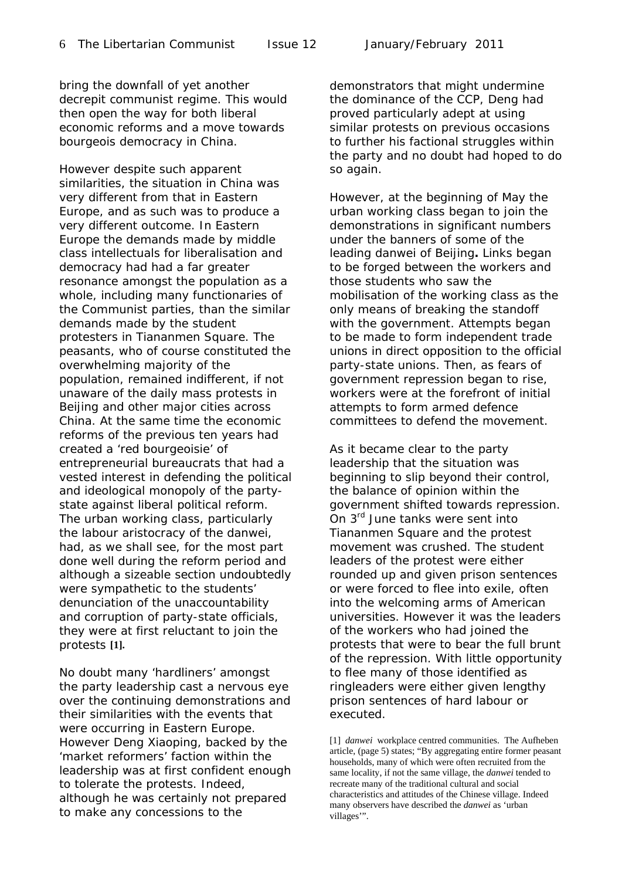bring the downfall of yet another decrepit communist regime. This would then open the way for both liberal economic reforms and a move towards bourgeois democracy in China.

However despite such apparent similarities, the situation in China was very different from that in Eastern Europe, and as such was to produce a very different outcome. In Eastern Europe the demands made by middle class intellectuals for liberalisation and democracy had had a far greater resonance amongst the population as a whole, including many functionaries of the Communist parties, than the similar demands made by the student protesters in Tiananmen Square. The peasants, who of course constituted the overwhelming majority of the population, remained indifferent, if not unaware of the daily mass protests in Beijing and other major cities across China. At the same time the economic reforms of the previous ten years had created a 'red bourgeoisie' of entrepreneurial bureaucrats that had a vested interest in defending the political and ideological monopoly of the party-state against liberal political reform. The urban working class, particularly the labour aristocracy of the danwei, had, as we shall see, for the most part done well during the reform period and although a sizeable section undoubtedly were sympathetic to the students' denunciation of the unaccountability and corruption of party-state officials, they were at first reluctant to join the protests **[1]**.

No doubt many 'hardliners' amongst the party leadership cast a nervous eye over the continuing demonstrations and their similarities with the events that were occurring in Eastern Europe. However Deng Xiaoping, backed by the 'market reformers' faction within the leadership was at first confident enough to tolerate the protests. Indeed, although he was certainly not prepared to make any concessions to the demonstrators that might undermine the dominance of the CCP, Deng had proved particularly adept at using similar protests on previous occasions to further his factional struggles within the party and no doubt had hoped to do so again.

However, at the beginning of May the urban working class began to join the demonstrations in significant numbers under the banners of some of the leading danwei of Beijing**.** Links began to be forged between the workers and those students who saw the mobilisation of the working class as the only means of breaking the standoff with the government. Attempts began to be made to form independent trade unions in direct opposition to the official party-state unions. Then, as fears of government repression began to rise, workers were at the forefront of initial attempts to form armed defence committees to defend the movement.

As it became clear to the party leadership that the situation was beginning to slip beyond their control, the balance of opinion within the government shifted towards repression. On 3rd June tanks were sent into Tiananmen Square and the protest movement was crushed. The student leaders of the protest were either rounded up and given prison sentences or were forced to flee into exile, often into the welcoming arms of American universities. However it was the leaders of the workers who had joined the protests that were to bear the full brunt of the repression. With little opportunity to flee many of those identified as ringleaders were either given lengthy prison sentences of hard labour or executed.

[1] *danwei* workplace centred communities. The Aufheben article, (page 5) states; "By aggregating entire former peasant households, many of which were often recruited from the same locality, if not the same village, the *danwei* tended to recreate many of the traditional cultural and social characteristics and attitudes of the Chinese village. Indeed many observers have described the *danwei* as 'urban villages'".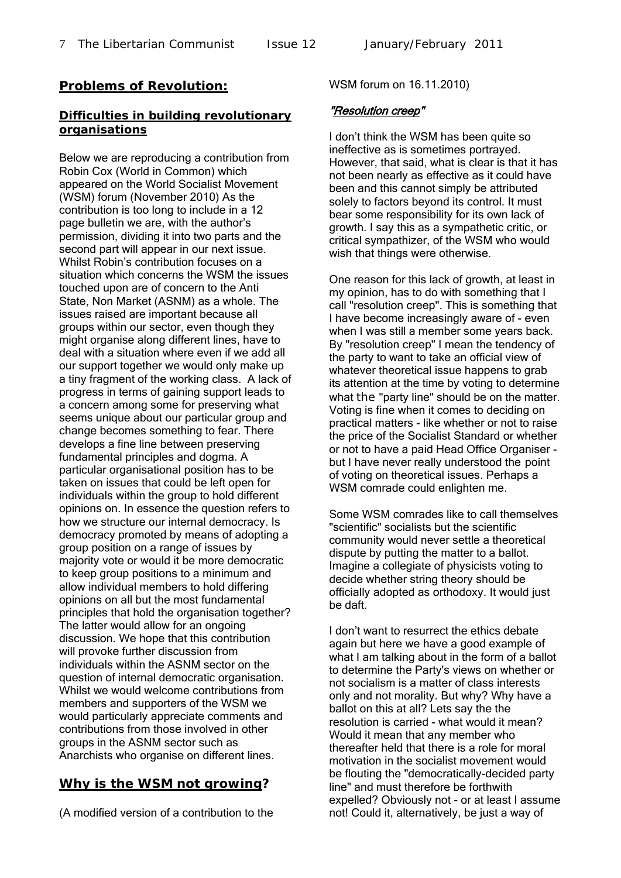## Problems of Revolution:

### Difficulties in building revolutionary organisations

Below we are reproducing a contribution from Robin Cox (World in Common) which appeared on the World Socialist Movement (WSM) forum (November 2010) As the contribution is too long to include in a 12 page bulletin we are, with the author's permission, dividing it into two parts and the second part will appear in our next issue. Whilst Robin's contribution focuses on a situation which concerns the WSM the issues touched upon are of concern to the Anti State, Non Market (ASNM) as a whole. The issues raised are important because all groups within our sector, even though they might organise along different lines, have to deal with a situation where even if we add all our support together we would only make up a tiny fragment of the working class. A lack of progress in terms of gaining support leads to a concern among some for preserving what seems unique about our particular group and change becomes something to fear. There develops a fine line between preserving fundamental principles and dogma. A particular organisational position has to be taken on issues that could be left open for individuals within the group to hold different opinions on. In essence the question refers to how we structure our internal democracy. Is democracy promoted by means of adopting a group position on a range of issues by majority vote or would it be more democratic to keep group positions to a minimum and allow individual members to hold differing opinions on all but the most fundamental principles that hold the organisation together? The latter would allow for an ongoing discussion. We hope that this contribution will provoke further discussion from individuals within the ASNM sector on the question of internal democratic organisation. Whilst we would welcome contributions from members and supporters of the WSM we would particularly appreciate comments and contributions from those involved in other groups in the ASNM sector such as Anarchists who organise on different lines.

## Why is the WSM not growing?

(A modified version of a contribution to the WSM forum on 16.11.2010)

### "Resolution creep"

I don't think the WSM has been quite so ineffective as is sometimes portrayed. However, that said, what is clear is that it has not been nearly as effective as it could have been and this cannot simply be attributed solely to factors beyond its control. It must bear some responsibility for its own lack of growth. I say this as a sympathetic critic, or critical sympathizer, of the WSM who would wish that things were otherwise.

One reason for this lack of growth, at least in my opinion, has to do with something that I call "resolution creep". This is something that I have become increasingly aware of - even when I was still a member some years back. By "resolution creep" I mean the tendency of the party to want to take an official view of whatever theoretical issue happens to grab its attention at the time by voting to determine what the "party line" should be on the matter. Voting is fine when it comes to deciding on practical matters - like whether or not to raise the price of the Socialist Standard or whether or not to have a paid Head Office Organiser - but I have never really understood the point of voting on theoretical issues. Perhaps a WSM comrade could enlighten me.

Some WSM comrades like to call themselves "scientific" socialists but the scientific community would never settle a theoretical dispute by putting the matter to a ballot. Imagine a collegiate of physicists voting to decide whether string theory should be officially adopted as orthodoxy. It would just be daft.

I don't want to resurrect the ethics debate again but here we have a good example of what I am talking about in the form of a ballot to determine the Party's views on whether or not socialism is a matter of class interests only and not morality. But why? Why have a ballot on this at all? Lets say the the resolution is carried - what would it mean? Would it mean that any member who thereafter held that there is a role for moral motivation in the socialist movement would be flouting the "democratically-decided party line" and must therefore be forthwith expelled? Obviously not - or at least I assume not! Could it, alternatively, be just a way of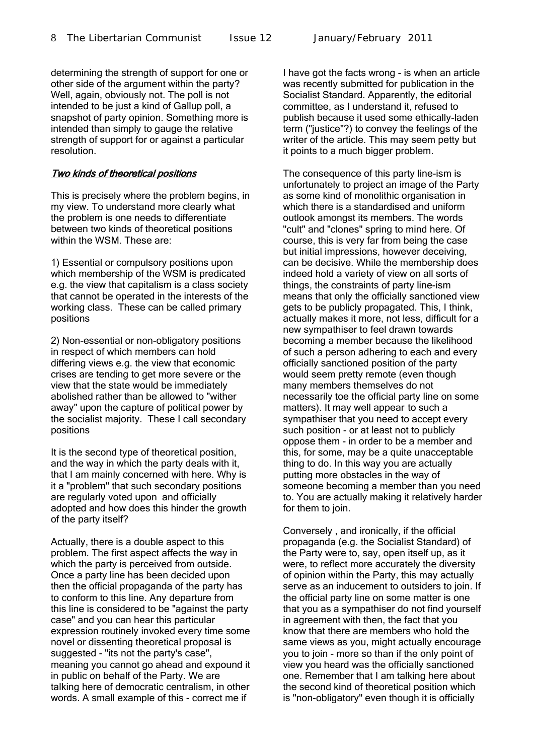determining the strength of support for one or other side of the argument within the party? Well, again, obviously not. The poll is not intended to be just a kind of Gallup poll, a snapshot of party opinion. Something more is intended than simply to gauge the relative strength of support for or against a particular resolution.

## *Two kinds of theoretical positions*

This is precisely where the problem begins, in my view. To understand more clearly what the problem is one needs to differentiate between two kinds of theoretical positions within the WSM. These are:

1) Essential or compulsory positions upon which membership of the WSM is predicated e.g. the view that capitalism is a class society that cannot be operated in the interests of the working class. These can be called primary positions

2) Non-essential or non-obligatory positions in respect of which members can hold differing views e.g. the view that economic crises are tending to get more severe or the view that the state would be immediately abolished rather than be allowed to "wither away" upon the capture of political power by the socialist majority. These I call secondary positions

It is the second type of theoretical position, and the way in which the party deals with it, that I am mainly concerned with here. Why is it a "problem" that such secondary positions are regularly voted upon and officially adopted and how does this hinder the growth of the party itself?

Actually, there is a double aspect to this problem. The first aspect affects the way in which the party is perceived from outside. Once a party line has been decided upon then the official propaganda of the party has to conform to this line. Any departure from this line is considered to be "against the party case" and you can hear this particular expression routinely invoked every time some novel or dissenting theoretical proposal is suggested - "its not the party's case", meaning you cannot go ahead and expound it in public on behalf of the Party. We are talking here of democratic centralism, in other words. A small example of this - correct me if I have got the facts wrong - is when an article was recently submitted for publication in the Socialist Standard. Apparently, the editorial committee, as I understand it, refused to publish because it used some ethically-laden term ("justice"?) to convey the feelings of the writer of the article. This may seem petty but it points to a much bigger problem.

The consequence of this party line-ism is unfortunately to project an image of the Party as some kind of monolithic organisation in which there is a standardised and uniform outlook amongst its members. The words "cult" and "clones" spring to mind here. Of course, this is very far from being the case but initial impressions, however deceiving, can be decisive. While the membership does indeed hold a variety of view on all sorts of things, the constraints of party line-ism means that only the officially sanctioned view gets to be publicly propagated. This, I think, actually makes it more, not less, difficult for a new sympathiser to feel drawn towards becoming a member because the likelihood of such a person adhering to each and every officially sanctioned position of the party would seem pretty remote (even though many members themselves do not necessarily toe the official party line on some matters). It may well appear to such a sympathiser that you need to accept every such position - or at least not to publicly oppose them - in order to be a member and this, for some, may be a quite unacceptable thing to do. In this way you are actually putting more obstacles in the way of someone becoming a member than you need to. You are actually making it relatively harder for them to join.

Conversely , and ironically, if the official propaganda (e.g. the Socialist Standard) of the Party were to, say, open itself up, as it were, to reflect more accurately the diversity of opinion within the Party, this may actually serve as an inducement to outsiders to join. If the official party line on some matter is one that you as a sympathiser do not find yourself in agreement with then, the fact that you know that there are members who hold the same views as you, might actually encourage you to join - more so than if the only point of view you heard was the officially sanctioned one. Remember that I am talking here about the second kind of theoretical position which is "non-obligatory" even though it is officially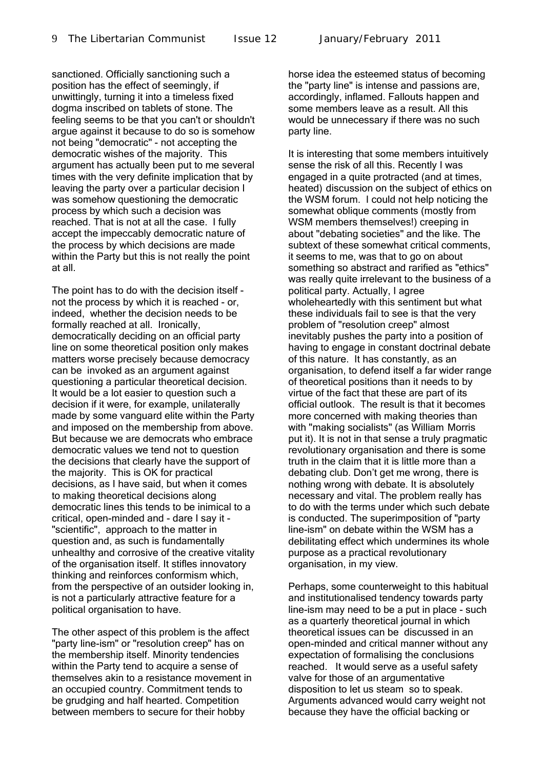sanctioned. Officially sanctioning such a position has the effect of seemingly, if unwittingly, turning it into a timeless fixed dogma inscribed on tablets of stone. The feeling seems to be that you can't or shouldn't argue against it because to do so is somehow not being "democratic" - not accepting the democratic wishes of the majority. This argument has actually been put to me several times with the very definite implication that by leaving the party over a particular decision I was somehow questioning the democratic process by which such a decision was reached. That is not at all the case. I fully accept the impeccably democratic nature of the process by which decisions are made within the Party but this is not really the point at all.

The point has to do with the decision itself - not the process by which it is reached - or, indeed, whether the decision needs to be formally reached at all. Ironically, democratically deciding on an official party line on some theoretical position only makes matters worse precisely because democracy can be invoked as an argument against questioning a particular theoretical decision. It would be a lot easier to question such a decision if it were, for example, unilaterally made by some vanguard elite within the Party and imposed on the membership from above. But because we are democrats who embrace democratic values we tend not to question the decisions that clearly have the support of the majority. This is OK for practical decisions, as I have said, but when it comes to making theoretical decisions along democratic lines this tends to be inimical to a critical, open-minded and - dare I say it - "scientific", approach to the matter in question and, as such is fundamentally unhealthy and corrosive of the creative vitality of the organisation itself. It stifles innovatory thinking and reinforces conformism which, from the perspective of an outsider looking in, is not a particularly attractive feature for a political organisation to have.

The other aspect of this problem is the affect "party line-ism" or "resolution creep" has on the membership itself. Minority tendencies within the Party tend to acquire a sense of themselves akin to a resistance movement in an occupied country. Commitment tends to be grudging and half hearted. Competition between members to secure for their hobby horse idea the esteemed status of becoming the "party line" is intense and passions are, accordingly, inflamed. Fallouts happen and some members leave as a result. All this would be unnecessary if there was no such party line.

It is interesting that some members intuitively sense the risk of all this. Recently I was engaged in a quite protracted (and at times, heated) discussion on the subject of ethics on the WSM forum. I could not help noticing the somewhat oblique comments (mostly from WSM members themselves!) creeping in about "debating societies" and the like. The subtext of these somewhat critical comments, it seems to me, was that to go on about something so abstract and rarified as "ethics" was really quite irrelevant to the business of a political party. Actually, I agree wholeheartedly with this sentiment but what these individuals fail to see is that the very problem of "resolution creep" almost inevitably pushes the party into a position of having to engage in constant doctrinal debate of this nature. It has constantly, as an organisation, to defend itself a far wider range of theoretical positions than it needs to by virtue of the fact that these are part of its official outlook. The result is that it becomes more concerned with making theories than with "making socialists" (as William Morris put it). It is not in that sense a truly pragmatic revolutionary organisation and there is some truth in the claim that it is little more than a debating club. Don't get me wrong, there is nothing wrong with debate. It is absolutely necessary and vital. The problem really has to do with the terms under which such debate is conducted. The superimposition of "party line-ism" on debate within the WSM has a debilitating effect which undermines its whole purpose as a practical revolutionary organisation, in my view.

Perhaps, some counterweight to this habitual and institutionalised tendency towards party line-ism may need to be a put in place - such as a quarterly theoretical journal in which theoretical issues can be discussed in an open-minded and critical manner without any expectation of formalising the conclusions reached. It would serve as a useful safety valve for those of an argumentative disposition to let us steam so to speak. Arguments advanced would carry weight not because they have the official backing or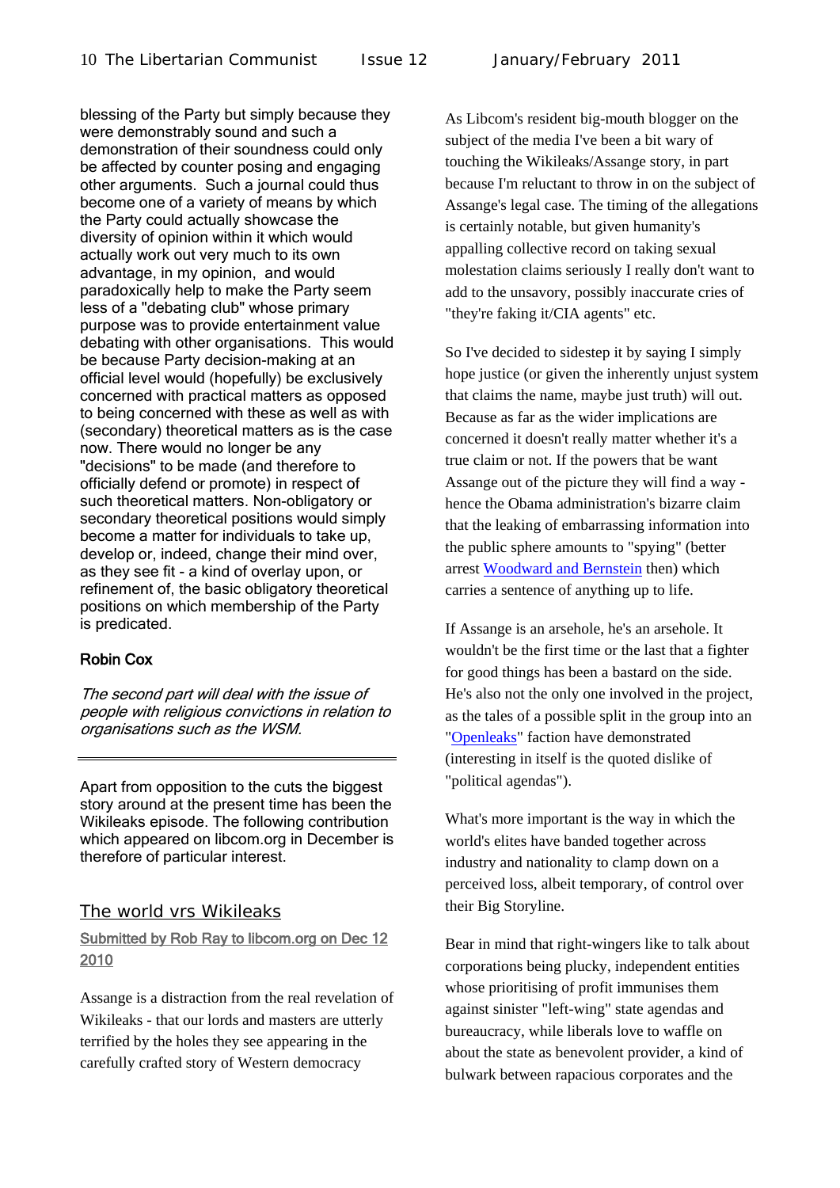blessing of the Party but simply because they were demonstrably sound and such a demonstration of their soundness could only be affected by counter posing and engaging other arguments. Such a journal could thus become one of a variety of means by which the Party could actually showcase the diversity of opinion within it which would actually work out very much to its own advantage, in my opinion, and would paradoxically help to make the Party seem less of a "debating club" whose primary purpose was to provide entertainment value debating with other organisations. This would be because Party decision-making at an official level would (hopefully) be exclusively concerned with practical matters as opposed to being concerned with these as well as with (secondary) theoretical matters as is the case now. There would no longer be any "decisions" to be made (and therefore to officially defend or promote) in respect of such theoretical matters. Non-obligatory or secondary theoretical positions would simply become a matter for individuals to take up, develop or, indeed, change their mind over, as they see fit - a kind of overlay upon, or refinement of, the basic obligatory theoretical positions on which membership of the Party is predicated.

**Robin Cox**

*The second part will deal with the issue of people with religious convictions in relation to organisations such as the WSM.*

---

Apart from opposition to the cuts the biggest story around at the present time has been the Wikileaks episode. The following contribution which appeared on libcom.org in December is therefore of particular interest.

## The world vrs Wikileaks

Submitted by Rob Ray to libcom.org on Dec 12 2010

Assange is a distraction from the real revelation of Wikileaks - that our lords and masters are utterly terrified by the holes they see appearing in the carefully crafted story of Western democracy

As Libcom's resident big-mouth blogger on the subject of the media I've been a bit wary of touching the Wikileaks/Assange story, in part because I'm reluctant to throw in on the subject of Assange's legal case. The timing of the allegations is certainly notable, but given humanity's appalling collective record on taking sexual molestation claims seriously I really don't want to add to the unsavory, possibly inaccurate cries of "they're faking it/CIA agents" etc.

So I've decided to sidestep it by saying I simply hope justice (or given the inherently unjust system that claims the name, maybe just truth) will out. Because as far as the wider implications are concerned it doesn't really matter whether it's a true claim or not. If the powers that be want Assange out of the picture they will find a way - hence the Obama administration's bizarre claim that the leaking of embarrassing information into the public sphere amounts to "spying" (better arrest Woodward and Bernstein then) which carries a sentence of anything up to life.

If Assange is an arsehole, he's an arsehole. It wouldn't be the first time or the last that a fighter for good things has been a bastard on the side. He's also not the only one involved in the project, as the tales of a possible split in the group into an "Openleaks" faction have demonstrated (interesting in itself is the quoted dislike of "political agendas").

What's more important is the way in which the world's elites have banded together across industry and nationality to clamp down on a perceived loss, albeit temporary, of control over their Big Storyline.

Bear in mind that right-wingers like to talk about corporations being plucky, independent entities whose prioritising of profit immunises them against sinister "left-wing" state agendas and bureaucracy, while liberals love to waffle on about the state as benevolent provider, a kind of bulwark between rapacious corporates and the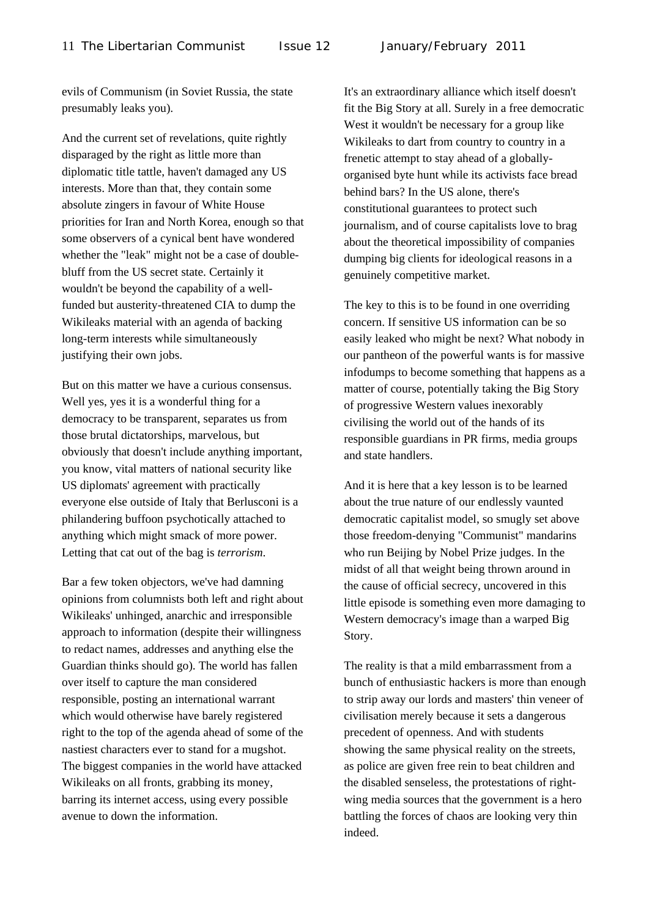evils of Communism (in Soviet Russia, the state presumably leaks you).

And the current set of revelations, quite rightly disparaged by the right as little more than diplomatic title tattle, haven't damaged any US interests. More than that, they contain some absolute zingers in favour of White House priorities for Iran and North Korea, enough so that some observers of a cynical bent have wondered whether the "leak" might not be a case of double-bluff from the US secret state. Certainly it wouldn't be beyond the capability of a well-funded but austerity-threatened CIA to dump the Wikileaks material with an agenda of backing long-term interests while simultaneously justifying their own jobs.

But on this matter we have a curious consensus. Well yes, yes it is a wonderful thing for a democracy to be transparent, separates us from those brutal dictatorships, marvelous, but obviously that doesn't include anything important, you know, vital matters of national security like US diplomats' agreement with practically everyone else outside of Italy that Berlusconi is a philandering buffoon psychotically attached to anything which might smack of more power. Letting that cat out of the bag is *terrorism*.

Bar a few token objectors, we've had damning opinions from columnists both left and right about Wikileaks' unhinged, anarchic and irresponsible approach to information (despite their willingness to redact names, addresses and anything else the Guardian thinks should go). The world has fallen over itself to capture the man considered responsible, posting an international warrant which would otherwise have barely registered right to the top of the agenda ahead of some of the nastiest characters ever to stand for a mugshot. The biggest companies in the world have attacked Wikileaks on all fronts, grabbing its money, barring its internet access, using every possible avenue to down the information.

It's an extraordinary alliance which itself doesn't fit the Big Story at all. Surely in a free democratic West it wouldn't be necessary for a group like Wikileaks to dart from country to country in a frenetic attempt to stay ahead of a globally-organised byte hunt while its activists face bread behind bars? In the US alone, there's constitutional guarantees to protect such journalism, and of course capitalists love to brag about the theoretical impossibility of companies dumping big clients for ideological reasons in a genuinely competitive market.

The key to this is to be found in one overriding concern. If sensitive US information can be so easily leaked who might be next? What nobody in our pantheon of the powerful wants is for massive infodumps to become something that happens as a matter of course, potentially taking the Big Story of progressive Western values inexorably civilising the world out of the hands of its responsible guardians in PR firms, media groups and state handlers.

And it is here that a key lesson is to be learned about the true nature of our endlessly vaunted democratic capitalist model, so smugly set above those freedom-denying "Communist" mandarins who run Beijing by Nobel Prize judges. In the midst of all that weight being thrown around in the cause of official secrecy, uncovered in this little episode is something even more damaging to Western democracy's image than a warped Big Story.

The reality is that a mild embarrassment from a bunch of enthusiastic hackers is more than enough to strip away our lords and masters' thin veneer of civilisation merely because it sets a dangerous precedent of openness. And with students showing the same physical reality on the streets, as police are given free rein to beat children and the disabled senseless, the protestations of right-wing media sources that the government is a hero battling the forces of chaos are looking very thin indeed.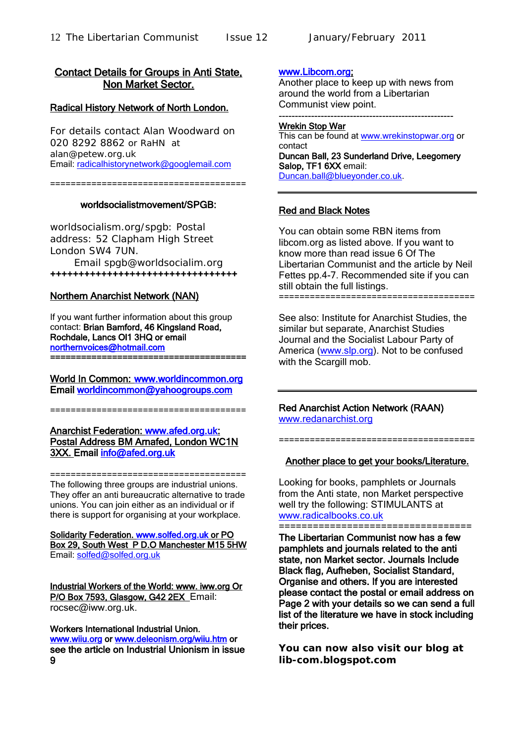## Contact Details for Groups in Anti State, Non Market Sector.

### Radical History Network of North London.

For details contact Alan Woodward on 020 8292 8862 or RaHN at alan@petew.org.uk
Email: radicalhistorynetwork@googlemail.com

=====================================

### worldsocialistmovement/SPGB:

worldsocialism.org/spgb: Postal address: 52 Clapham High Street London SW4 7UN.
Email spgb@worldsocialim.org

++++++++++++++++++++++++++++++++++

### Northern Anarchist Network (NAN)

If you want further information about this group contact: **Brian Bamford, 46 Kingsland Road, Rochdale, Lancs Ol1 3HQ or email northernvoices@hotmail.com**

=====================================

**World In Common: www.worldincommon.org**
**Email worldincommon@yahoogroups.com**

=====================================

**Anarchist Federation: www.afed.org.uk: Postal Address BM Arnafed, London WC1N 3XX. Email info@afed.org.uk**

=====================================

The following three groups are industrial unions. They offer an anti bureaucratic alternative to trade unions. You can join either as an individual or if there is support for organising at your workplace.

**Solidarity Federation. www.solfed.org.uk or PO Box 29, South West P D.O Manchester M15 5HW**
Email: solfed@solfed.org.uk

**Industrial Workers of the World: www. iww.org Or P/O Box 7593, Glasgow, G42 2EX** Email: rocsec@iww.org.uk.

**Workers International Industrial Union. www.wiiu.org or www.deleonism.org/wiiu.htm or see the article on Industrial Unionism in issue 9**

**www.Libcom.org;**
Another place to keep up with news from around the world from a Libertarian Communist view point.

-------------------------------------------------------

**Wrekin Stop War**
This can be found at www.wrekinstopwar.org or contact
**Duncan Ball, 23 Sunderland Drive, Leegomery Salop, TF1 6XX** email: Duncan.ball@blueyonder.co.uk.

---

### Red and Black Notes

You can obtain some RBN items from libcom.org as listed above. If you want to know more than read issue 6 Of The Libertarian Communist and the article by Neil Fettes pp.4-7. Recommended site if you can still obtain the full listings.

=====================================

See also: Institute for Anarchist Studies, the similar but separate, Anarchist Studies Journal and the Socialist Labour Party of America (www.slp.org). Not to be confused with the Scargill mob.

---

### Red Anarchist Action Network (RAAN)

www.redanarchist.org

=====================================

### Another place to get your books/Literature.

Looking for books, pamphlets or Journals from the Anti state, non Market perspective well try the following: STIMULANTS at www.radicalbooks.co.uk

==================================

**The Libertarian Communist now has a few pamphlets and journals related to the anti state, non Market sector. Journals Include Black flag, Aufheben, Socialist Standard, Organise and others. If you are interested please contact the postal or email address on Page 2 with your details so we can send a full list of the literature we have in stock including their prices.**

**You can now also visit our blog at lib-com.blogspot.com**